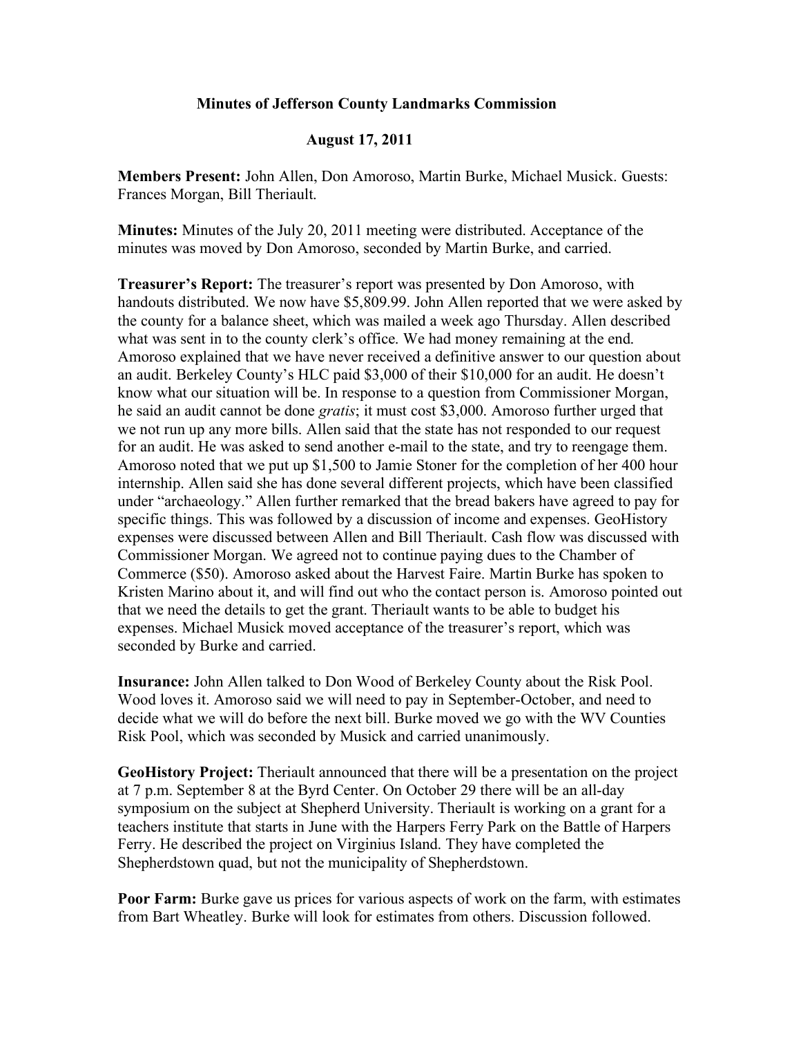# Minutes of Jefferson County Landmarks Commission

## August 17, 2011

**Members Present:** John Allen, Don Amoroso, Martin Burke, Michael Musick. Guests: Frances Morgan, Bill Theriault.

**Minutes:** Minutes of the July 20, 2011 meeting were distributed. Acceptance of the minutes was moved by Don Amoroso, seconded by Martin Burke, and carried.

**Treasurer's Report:** The treasurer's report was presented by Don Amoroso, with handouts distributed. We now have $5,809.99. John Allen reported that we were asked by the county for a balance sheet, which was mailed a week ago Thursday. Allen described what was sent in to the county clerk's office. We had money remaining at the end. Amoroso explained that we have never received a definitive answer to our question about an audit. Berkeley County's HLC paid $3,000 of their $10,000 for an audit. He doesn't know what our situation will be. In response to a question from Commissioner Morgan, he said an audit cannot be done *gratis*; it must cost $3,000. Amoroso further urged that we not run up any more bills. Allen said that the state has not responded to our request for an audit. He was asked to send another e-mail to the state, and try to reengage them. Amoroso noted that we put up $1,500 to Jamie Stoner for the completion of her 400 hour internship. Allen said she has done several different projects, which have been classified under "archaeology." Allen further remarked that the bread bakers have agreed to pay for specific things. This was followed by a discussion of income and expenses. GeoHistory expenses were discussed between Allen and Bill Theriault. Cash flow was discussed with Commissioner Morgan. We agreed not to continue paying dues to the Chamber of Commerce ($50). Amoroso asked about the Harvest Faire. Martin Burke has spoken to Kristen Marino about it, and will find out who the contact person is. Amoroso pointed out that we need the details to get the grant. Theriault wants to be able to budget his expenses. Michael Musick moved acceptance of the treasurer's report, which was seconded by Burke and carried.

**Insurance:** John Allen talked to Don Wood of Berkeley County about the Risk Pool. Wood loves it. Amoroso said we will need to pay in September-October, and need to decide what we will do before the next bill. Burke moved we go with the WV Counties Risk Pool, which was seconded by Musick and carried unanimously.

**GeoHistory Project:** Theriault announced that there will be a presentation on the project at 7 p.m. September 8 at the Byrd Center. On October 29 there will be an all-day symposium on the subject at Shepherd University. Theriault is working on a grant for a teachers institute that starts in June with the Harpers Ferry Park on the Battle of Harpers Ferry. He described the project on Virginius Island. They have completed the Shepherdstown quad, but not the municipality of Shepherdstown.

**Poor Farm:** Burke gave us prices for various aspects of work on the farm, with estimates from Bart Wheatley. Burke will look for estimates from others. Discussion followed.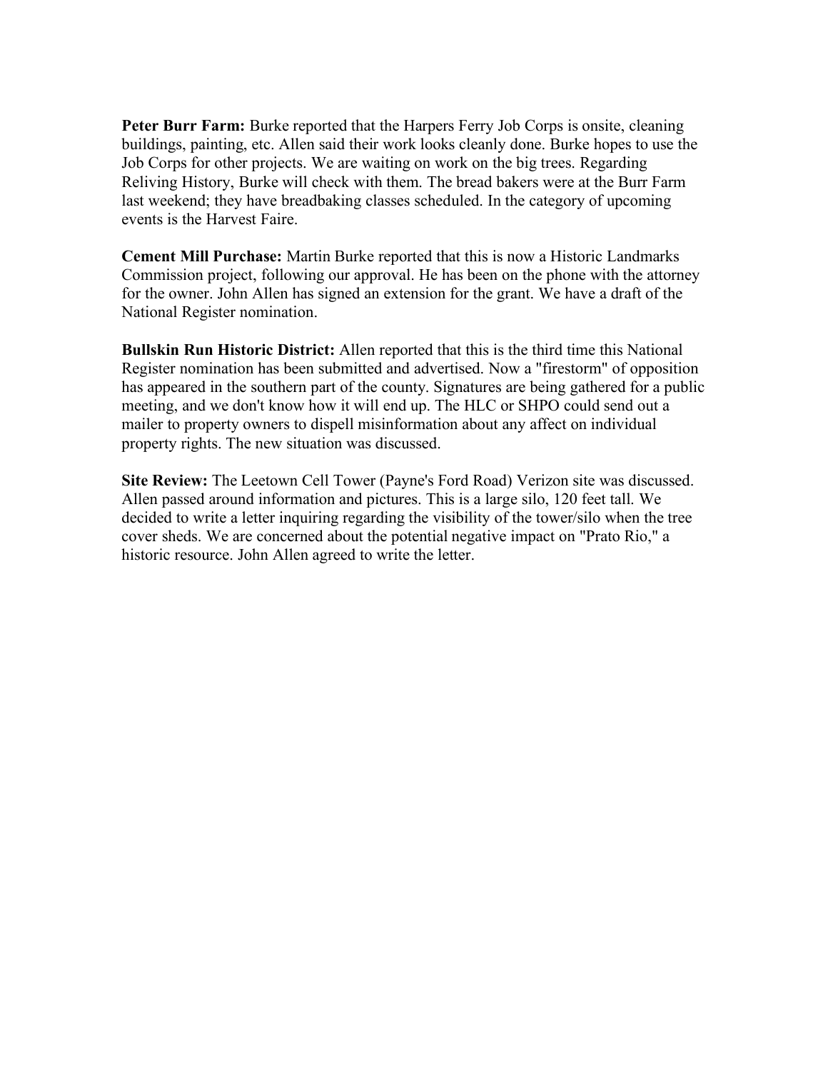**Peter Burr Farm:** Burke reported that the Harpers Ferry Job Corps is onsite, cleaning buildings, painting, etc. Allen said their work looks cleanly done. Burke hopes to use the Job Corps for other projects. We are waiting on work on the big trees. Regarding Reliving History, Burke will check with them. The bread bakers were at the Burr Farm last weekend; they have breadbaking classes scheduled. In the category of upcoming events is the Harvest Faire.

**Cement Mill Purchase:** Martin Burke reported that this is now a Historic Landmarks Commission project, following our approval. He has been on the phone with the attorney for the owner. John Allen has signed an extension for the grant. We have a draft of the National Register nomination.

**Bullskin Run Historic District:** Allen reported that this is the third time this National Register nomination has been submitted and advertised. Now a "firestorm" of opposition has appeared in the southern part of the county. Signatures are being gathered for a public meeting, and we don't know how it will end up. The HLC or SHPO could send out a mailer to property owners to dispell misinformation about any affect on individual property rights. The new situation was discussed.

**Site Review:** The Leetown Cell Tower (Payne's Ford Road) Verizon site was discussed. Allen passed around information and pictures. This is a large silo, 120 feet tall. We decided to write a letter inquiring regarding the visibility of the tower/silo when the tree cover sheds. We are concerned about the potential negative impact on "Prato Rio," a historic resource. John Allen agreed to write the letter.